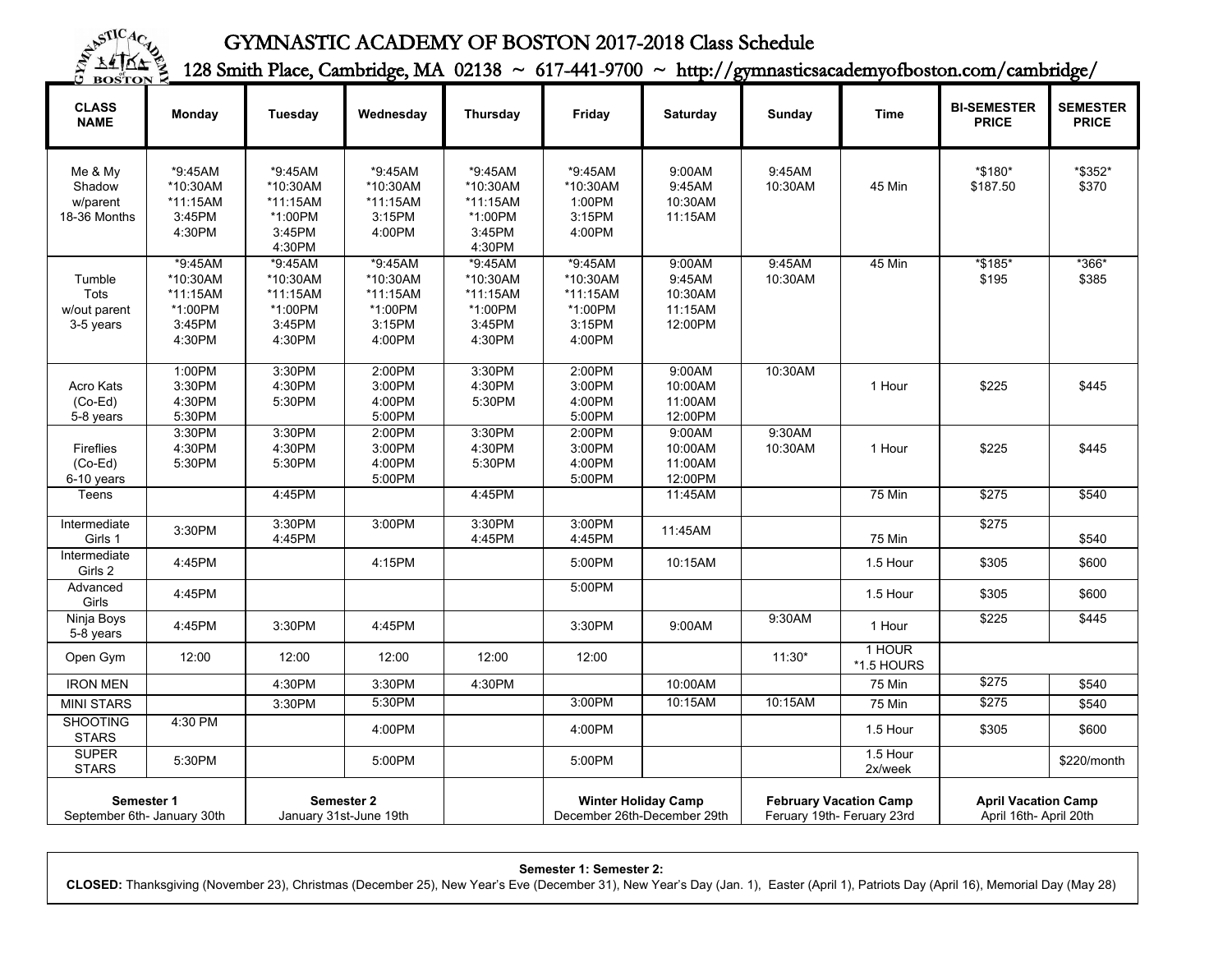# GYMNASTIC ACADEMY OF BOSTON 2017-2018 Class Schedule

128 Smith Place, Cambridge, MA 02138 ~ 617-441-9700 ~ http://gymnasticsacademyofboston.com/cambridge/

| CLASS NAME | Monday | Tuesday | Wednesday | Thursday | Friday | Saturday | Sunday | Time | BI-SEMESTER PRICE | SEMESTER PRICE |
|---|---|---|---|---|---|---|---|---|---|---|
| Me & My Shadow w/parent 18-36 Months | *9:45AM *10:30AM *11:15AM 3:45PM 4:30PM | *9:45AM *10:30AM *11:15AM *1:00PM 3:45PM 4:30PM | *9:45AM *10:30AM *11:15AM 3:15PM 4:00PM | *9:45AM *10:30AM *11:15AM *1:00PM 3:45PM 4:30PM | *9:45AM *10:30AM 1:00PM 3:15PM 4:00PM | 9:00AM 9:45AM 10:30AM 11:15AM | 9:45AM 10:30AM | 45 Min | *$180* $187.50 | *$352* $370 |
| Tumble Tots w/out parent 3-5 years | *9:45AM *10:30AM *11:15AM *1:00PM 3:45PM 4:30PM | *9:45AM *10:30AM *11:15AM *1:00PM 3:45PM 4:30PM | *9:45AM *10:30AM *11:15AM *1:00PM 3:15PM 4:00PM | *9:45AM *10:30AM *11:15AM *1:00PM 3:45PM 4:30PM | *9:45AM *10:30AM *11:15AM *1:00PM 3:15PM 4:00PM | 9:00AM 9:45AM 10:30AM 11:15AM 12:00PM | 9:45AM 10:30AM | 45 Min | *$185* $195 | *366* $385 |
| Acro Kats (Co-Ed) 5-8 years | 1:00PM 3:30PM 4:30PM 5:30PM | 3:30PM 4:30PM 5:30PM | 2:00PM 3:00PM 4:00PM 5:00PM | 3:30PM 4:30PM 5:30PM | 2:00PM 3:00PM 4:00PM 5:00PM | 9:00AM 10:00AM 11:00AM 12:00PM | 10:30AM | 1 Hour | $225 | $445 |
| Fireflies (Co-Ed) 6-10 years | 3:30PM 4:30PM 5:30PM | 3:30PM 4:30PM 5:30PM | 2:00PM 3:00PM 4:00PM 5:00PM | 3:30PM 4:30PM 5:30PM | 2:00PM 3:00PM 4:00PM 5:00PM | 9:00AM 10:00AM 11:00AM 12:00PM | 9:30AM 10:30AM | 1 Hour | $225 | $445 |
| Teens | | 4:45PM | | 4:45PM | | 11:45AM | | 75 Min | $275 | $540 |
| Intermediate Girls 1 | 3:30PM | 3:30PM 4:45PM | 3:00PM | 3:30PM 4:45PM | 3:00PM 4:45PM | 11:45AM | | 75 Min | $275 | $540 |
| Intermediate Girls 2 | 4:45PM | | 4:15PM | | 5:00PM | 10:15AM | | 1.5 Hour | $305 | $600 |
| Advanced Girls | 4:45PM | | | | 5:00PM | | | 1.5 Hour | $305 | $600 |
| Ninja Boys 5-8 years | 4:45PM | 3:30PM | 4:45PM | | 3:30PM | 9:00AM | 9:30AM | 1 Hour | $225 | $445 |
| Open Gym | 12:00 | 12:00 | 12:00 | 12:00 | 12:00 | | 11:30* | 1 HOUR *1.5 HOURS | | |
| IRON MEN | | 4:30PM | 3:30PM | 4:30PM | | 10:00AM | | 75 Min | $275 | $540 |
| MINI STARS | | 3:30PM | 5:30PM | | 3:00PM | 10:15AM | 10:15AM | 75 Min | $275 | $540 |
| SHOOTING STARS | 4:30 PM | | 4:00PM | | 4:00PM | | | 1.5 Hour | $305 | $600 |
| SUPER STARS | 5:30PM | | 5:00PM | | 5:00PM | | | 1.5 Hour 2x/week | | $220/month |

| **Semester 1** September 6th- January 30th | **Semester 2** January 31st-June 19th | | **Winter Holiday Camp** December 26th-December 29th | **February Vacation Camp** Feruary 19th- Feruary 23rd | **April Vacation Camp** April 16th- April 20th |
|---|---|---|---|---|---|

**Semester 1: Semester 2:**

**CLOSED:** Thanksgiving (November 23), Christmas (December 25), New Year's Eve (December 31), New Year's Day (Jan. 1), Easter (April 1), Patriots Day (April 16), Memorial Day (May 28)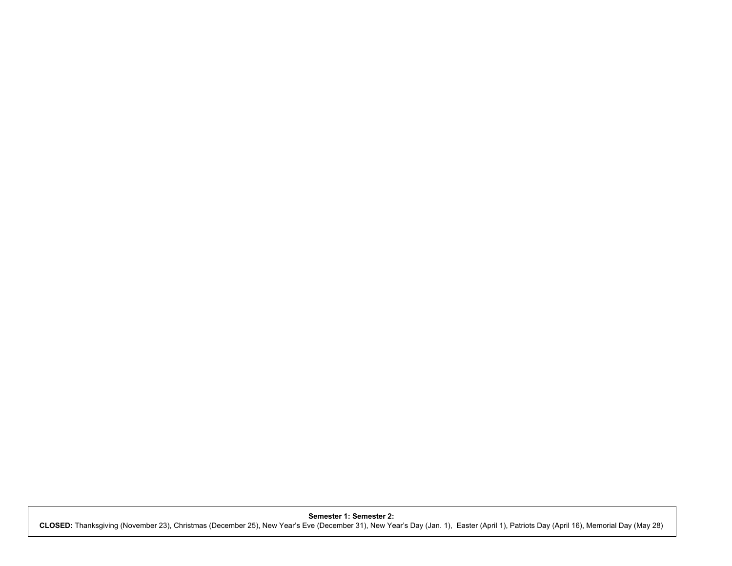**Semester 1: Semester 2:**

**CLOSED:** Thanksgiving (November 23), Christmas (December 25), New Year's Eve (December 31), New Year's Day (Jan. 1), Easter (April 1), Patriots Day (April 16), Memorial Day (May 28)